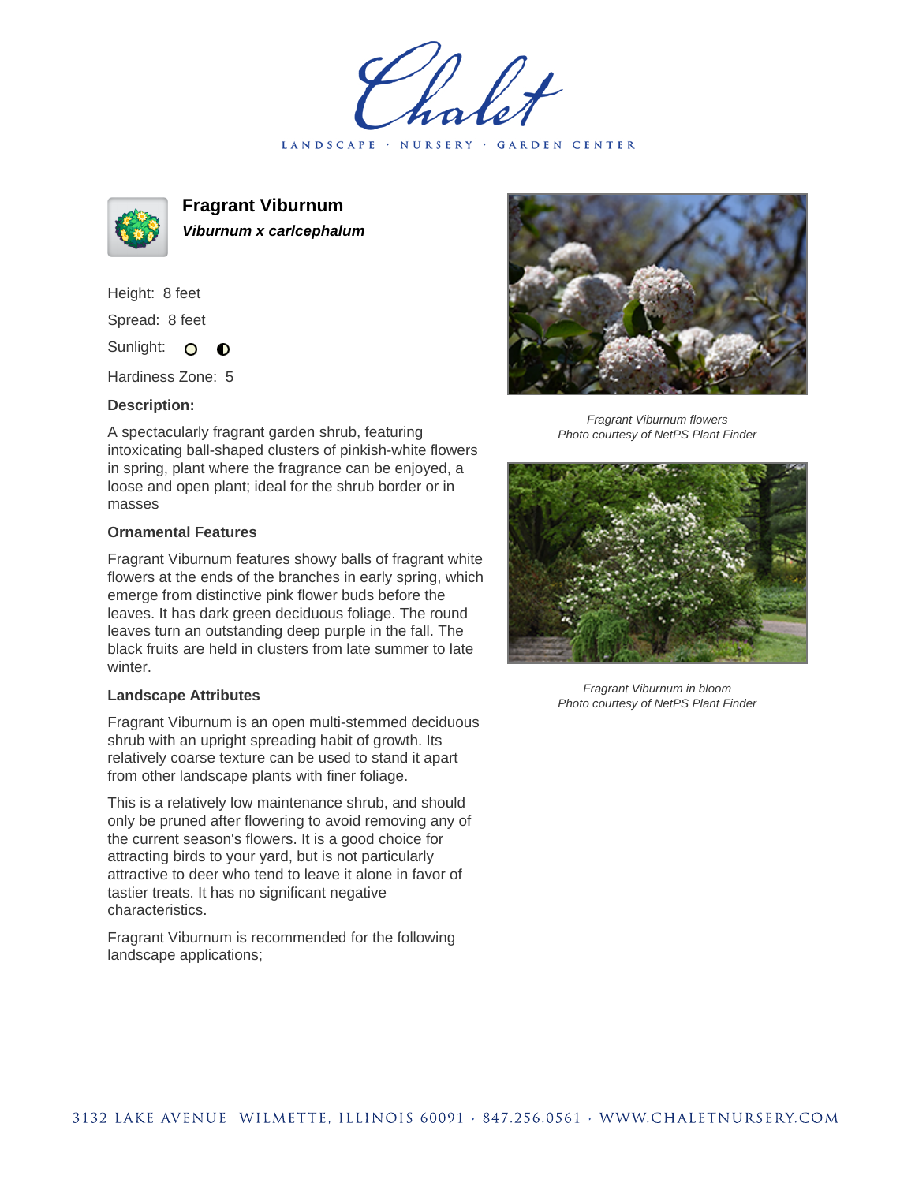Chalet

LANDSCAPE · NURSERY · GARDEN CENTER

# Fragrant Viburnum

***Viburnum x carlcephalum***

Height: 8 feet

Spread: 8 feet

Sunlight:

Hardiness Zone: 5

**Description:**

A spectacularly fragrant garden shrub, featuring intoxicating ball-shaped clusters of pinkish-white flowers in spring, plant where the fragrance can be enjoyed, a loose and open plant; ideal for the shrub border or in masses

### Ornamental Features

Fragrant Viburnum features showy balls of fragrant white flowers at the ends of the branches in early spring, which emerge from distinctive pink flower buds before the leaves. It has dark green deciduous foliage. The round leaves turn an outstanding deep purple in the fall. The black fruits are held in clusters from late summer to late winter.

### Landscape Attributes

Fragrant Viburnum is an open multi-stemmed deciduous shrub with an upright spreading habit of growth. Its relatively coarse texture can be used to stand it apart from other landscape plants with finer foliage.

This is a relatively low maintenance shrub, and should only be pruned after flowering to avoid removing any of the current season's flowers. It is a good choice for attracting birds to your yard, but is not particularly attractive to deer who tend to leave it alone in favor of tastier treats. It has no significant negative characteristics.

Fragrant Viburnum is recommended for the following landscape applications;

*Fragrant Viburnum flowers*
*Photo courtesy of NetPS Plant Finder*

*Fragrant Viburnum in bloom*
*Photo courtesy of NetPS Plant Finder*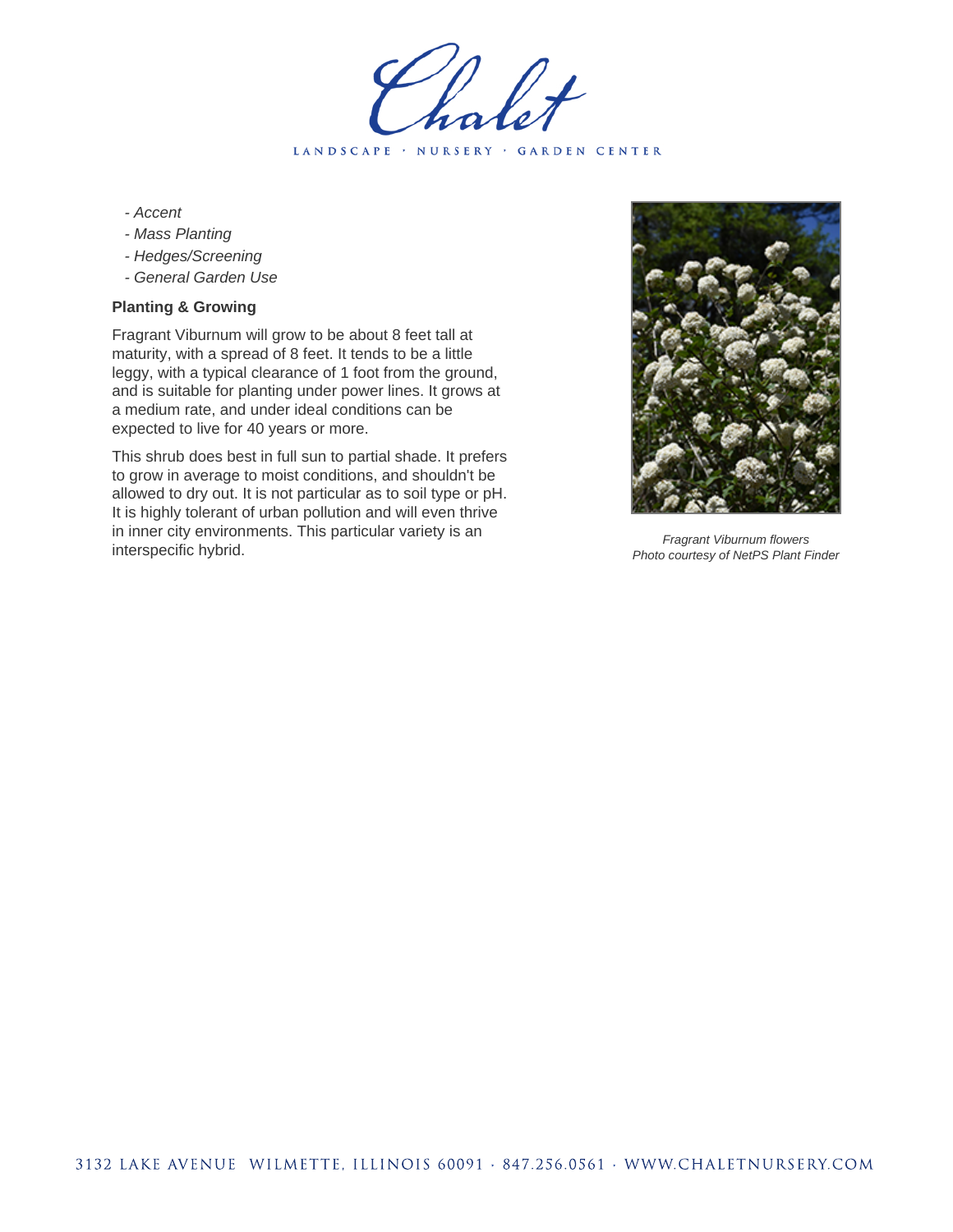- *Accent*
- *Mass Planting*
- *Hedges/Screening*
- *General Garden Use*

**Planting & Growing**

Fragrant Viburnum will grow to be about 8 feet tall at maturity, with a spread of 8 feet. It tends to be a little leggy, with a typical clearance of 1 foot from the ground, and is suitable for planting under power lines. It grows at a medium rate, and under ideal conditions can be expected to live for 40 years or more.

This shrub does best in full sun to partial shade. It prefers to grow in average to moist conditions, and shouldn't be allowed to dry out. It is not particular as to soil type or pH. It is highly tolerant of urban pollution and will even thrive in inner city environments. This particular variety is an interspecific hybrid.

*Fragrant Viburnum flowers*
*Photo courtesy of NetPS Plant Finder*